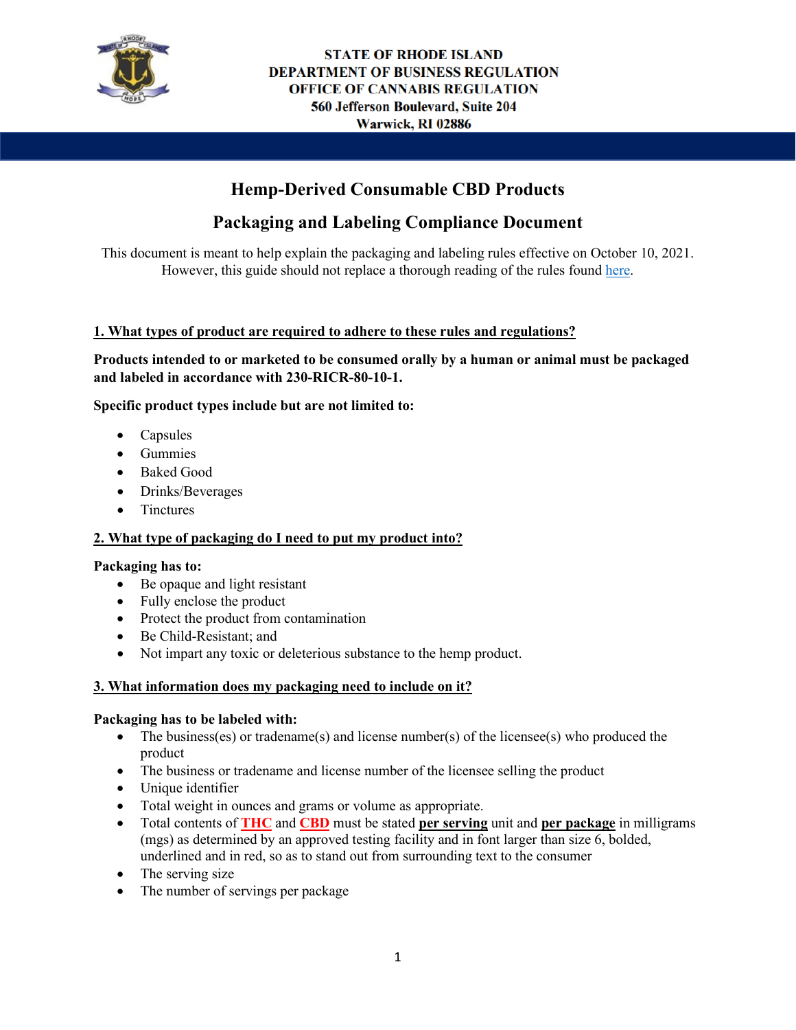STATE OF RHODE ISLAND
DEPARTMENT OF BUSINESS REGULATION
OFFICE OF CANNABIS REGULATION
560 Jefferson Boulevard, Suite 204
Warwick, RI 02886

# Hemp-Derived Consumable CBD Products

# Packaging and Labeling Compliance Document

This document is meant to help explain the packaging and labeling rules effective on October 10, 2021. However, this guide should not replace a thorough reading of the rules found here.

## 1. What types of product are required to adhere to these rules and regulations?

**Products intended to or marketed to be consumed orally by a human or animal must be packaged and labeled in accordance with 230-RICR-80-10-1.**

**Specific product types include but are not limited to:**

- Capsules
- Gummies
- Baked Good
- Drinks/Beverages
- Tinctures

## 2. What type of packaging do I need to put my product into?

**Packaging has to:**

- Be opaque and light resistant
- Fully enclose the product
- Protect the product from contamination
- Be Child-Resistant; and
- Not impart any toxic or deleterious substance to the hemp product.

## 3. What information does my packaging need to include on it?

**Packaging has to be labeled with:**

- The business(es) or tradename(s) and license number(s) of the licensee(s) who produced the product
- The business or tradename and license number of the licensee selling the product
- Unique identifier
- Total weight in ounces and grams or volume as appropriate.
- Total contents of **THC** and **CBD** must be stated **per serving** unit and **per package** in milligrams (mgs) as determined by an approved testing facility and in font larger than size 6, bolded, underlined and in red, so as to stand out from surrounding text to the consumer
- The serving size
- The number of servings per package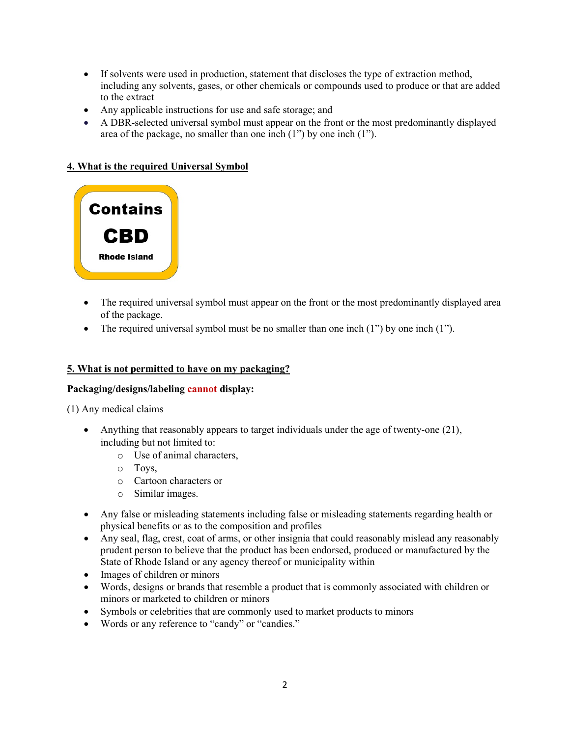- If solvents were used in production, statement that discloses the type of extraction method, including any solvents, gases, or other chemicals or compounds used to produce or that are added to the extract
- Any applicable instructions for use and safe storage; and
- A DBR-selected universal symbol must appear on the front or the most predominantly displayed area of the package, no smaller than one inch (1") by one inch (1").

## 4. What is the required Universal Symbol

Contains
CBD
Rhode Island

- The required universal symbol must appear on the front or the most predominantly displayed area of the package.
- The required universal symbol must be no smaller than one inch (1") by one inch (1").

## 5. What is not permitted to have on my packaging?

**Packaging/designs/labeling cannot display:**

(1) Any medical claims

- Anything that reasonably appears to target individuals under the age of twenty-one (21), including but not limited to:
  - Use of animal characters,
  - Toys,
  - Cartoon characters or
  - Similar images.
- Any false or misleading statements including false or misleading statements regarding health or physical benefits or as to the composition and profiles
- Any seal, flag, crest, coat of arms, or other insignia that could reasonably mislead any reasonably prudent person to believe that the product has been endorsed, produced or manufactured by the State of Rhode Island or any agency thereof or municipality within
- Images of children or minors
- Words, designs or brands that resemble a product that is commonly associated with children or minors or marketed to children or minors
- Symbols or celebrities that are commonly used to market products to minors
- Words or any reference to "candy" or "candies."